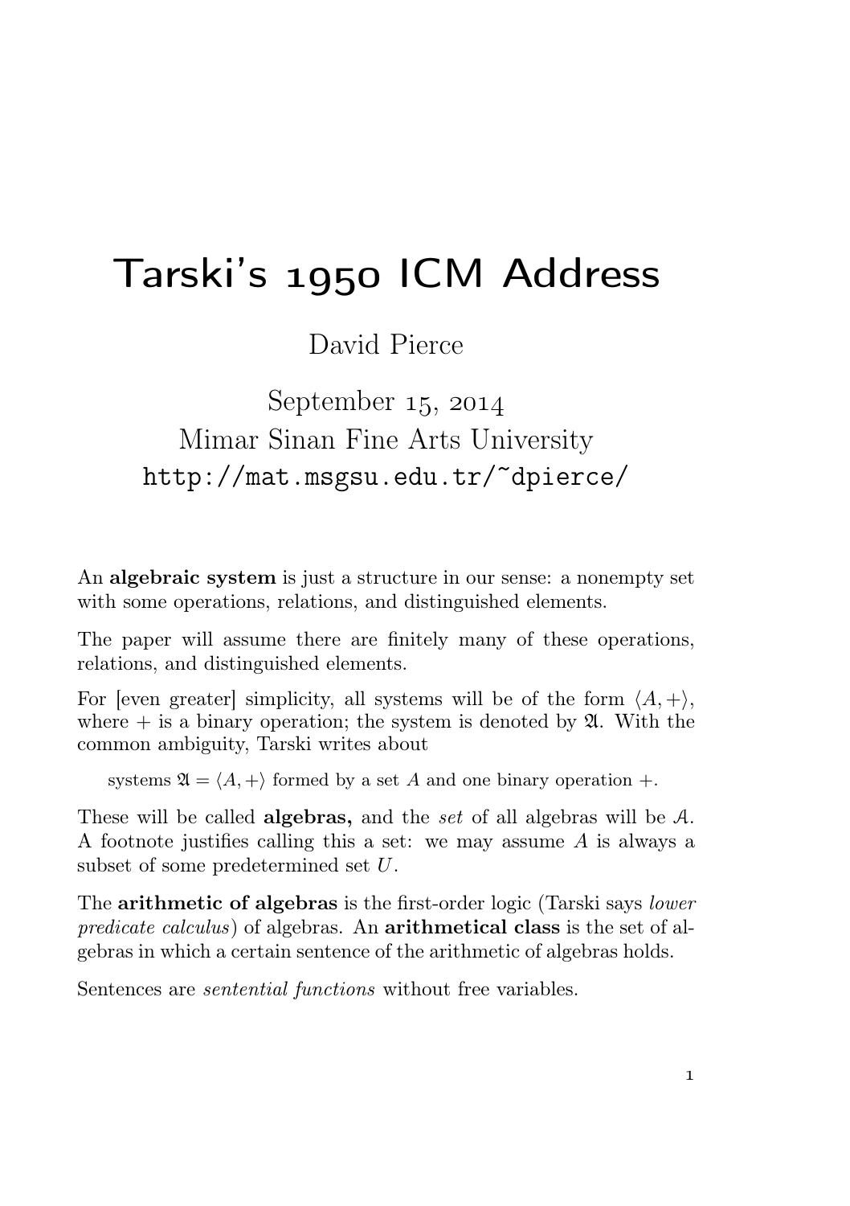# Tarski's 1950 ICM Address

David Pierce

September 15, 2014
Mimar Sinan Fine Arts University
http://mat.msgsu.edu.tr/~dpierce/

An **algebraic system** is just a structure in our sense: a nonempty set with some operations, relations, and distinguished elements.

The paper will assume there are finitely many of these operations, relations, and distinguished elements.

For [even greater] simplicity, all systems will be of the form $\langle A, +\rangle$, where $+$ is a binary operation; the system is denoted by $\mathfrak{A}$. With the common ambiguity, Tarski writes about

> systems $\mathfrak{A} = \langle A, +\rangle$ formed by a set $A$ and one binary operation $+$.

These will be called **algebras,** and the *set* of all algebras will be $\mathcal{A}$. A footnote justifies calling this a set: we may assume $A$ is always a subset of some predetermined set $U$.

The **arithmetic of algebras** is the first-order logic (Tarski says *lower predicate calculus*) of algebras. An **arithmetical class** is the set of algebras in which a certain sentence of the arithmetic of algebras holds.

Sentences are *sentential functions* without free variables.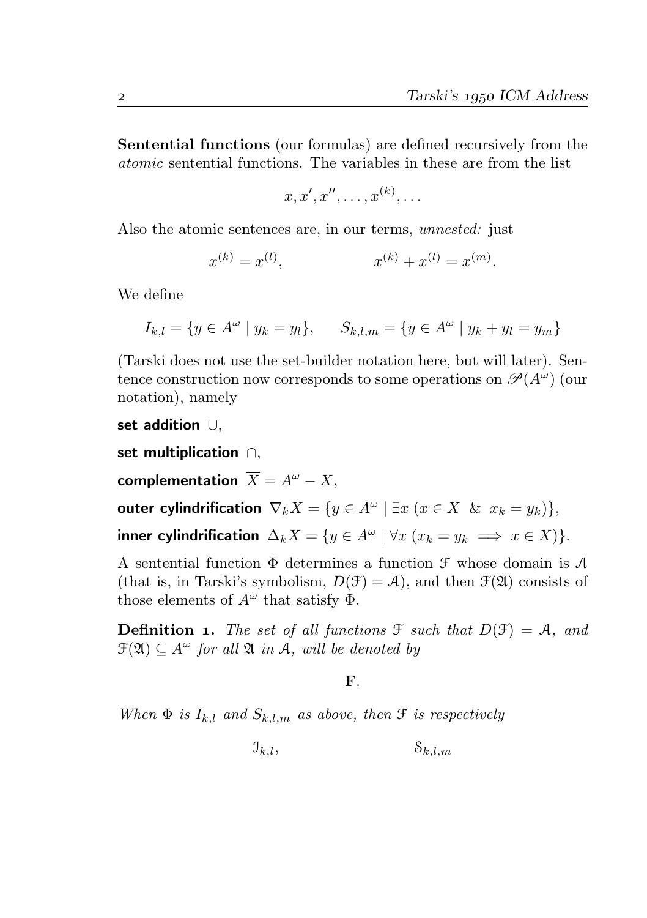**Sentential functions** (our formulas) are defined recursively from the *atomic* sentential functions. The variables in these are from the list

$$x, x', x'', \dots, x^{(k)}, \dots$$

Also the atomic sentences are, in our terms, *unnested:* just

$$x^{(k)} = x^{(l)}, \qquad\qquad x^{(k)} + x^{(l)} = x^{(m)}.$$

We define

$$I_{k,l} = \{y \in A^\omega \mid y_k = y_l\}, \qquad S_{k,l,m} = \{y \in A^\omega \mid y_k + y_l = y_m\}$$

(Tarski does not use the set-builder notation here, but will later). Sentence construction now corresponds to some operations on $\mathscr{P}(A^\omega)$ (our notation), namely

**set addition** $\cup$,

**set multiplication** $\cap$,

**complementation** $\overline{X} = A^\omega - X$,

**outer cylindrification** $\nabla_k X = \{y \in A^\omega \mid \exists x\ (x \in X\ \ \&\ \ x_k = y_k)\}$,

**inner cylindrification** $\Delta_k X = \{y \in A^\omega \mid \forall x\ (x_k = y_k \implies x \in X)\}$.

A sentential function $\Phi$ determines a function $\mathcal{F}$ whose domain is $\mathcal{A}$ (that is, in Tarski's symbolism, $D(\mathcal{F}) = \mathcal{A}$), and then $\mathcal{F}(\mathfrak{A})$ consists of those elements of $A^\omega$ that satisfy $\Phi$.

**Definition 1.** *The set of all functions $\mathcal{F}$ such that $D(\mathcal{F}) = \mathcal{A}$, and $\mathcal{F}(\mathfrak{A}) \subseteq A^\omega$ for all $\mathfrak{A}$ in $\mathcal{A}$, will be denoted by*

$$\mathbf{F}.$$

*When $\Phi$ is $I_{k,l}$ and $S_{k,l,m}$ as above, then $\mathcal{F}$ is respectively*

$$\mathcal{I}_{k,l}, \qquad\qquad \mathcal{S}_{k,l,m}$$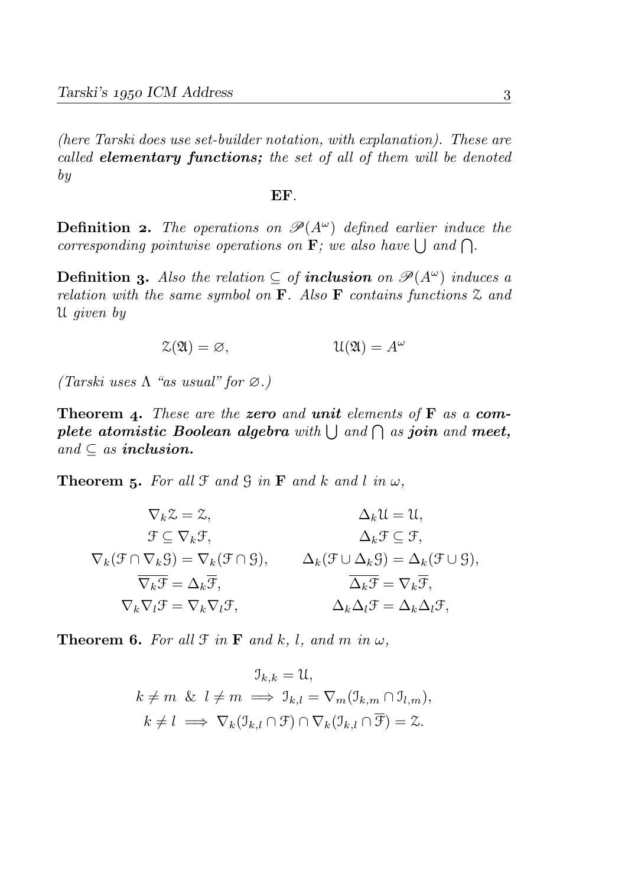*(here Tarski does use set-builder notation, with explanation). These are called **elementary functions;** the set of all of them will be denoted by*

$$\mathbf{EF}.$$

**Definition 2.** *The operations on $\mathscr{P}(A^\omega)$ defined earlier induce the corresponding pointwise operations on $\mathbf{F}$; we also have $\bigcup$ and $\bigcap$.*

**Definition 3.** *Also the relation $\subseteq$ of **inclusion** on $\mathscr{P}(A^\omega)$ induces a relation with the same symbol on $\mathbf{F}$. Also $\mathbf{F}$ contains functions $\mathcal{Z}$ and $\mathcal{U}$ given by*

$$\mathcal{Z}(\mathfrak{A}) = \varnothing, \qquad\qquad \mathcal{U}(\mathfrak{A}) = A^\omega$$

*(Tarski uses $\Lambda$ "as usual" for $\varnothing$.)*

**Theorem 4.** *These are the **zero** and **unit** elements of $\mathbf{F}$ as a **complete atomistic Boolean algebra** with $\bigcup$ and $\bigcap$ as **join** and **meet,** and $\subseteq$ as **inclusion.***

**Theorem 5.** *For all $\mathcal{F}$ and $\mathcal{G}$ in $\mathbf{F}$ and $k$ and $l$ in $\omega$,*

$$\begin{aligned}
\nabla_k \mathcal{Z} &= \mathcal{Z}, & \Delta_k \mathcal{U} &= \mathcal{U}, \\
\mathcal{F} &\subseteq \nabla_k \mathcal{F}, & \Delta_k \mathcal{F} &\subseteq \mathcal{F}, \\
\nabla_k(\mathcal{F} \cap \nabla_k \mathcal{G}) &= \nabla_k(\mathcal{F} \cap \mathcal{G}), & \Delta_k(\mathcal{F} \cup \Delta_k \mathcal{G}) &= \Delta_k(\mathcal{F} \cup \mathcal{G}), \\
\overline{\nabla_k \mathcal{F}} &= \Delta_k \overline{\mathcal{F}}, & \overline{\Delta_k \mathcal{F}} &= \nabla_k \overline{\mathcal{F}}, \\
\nabla_k \nabla_l \mathcal{F} &= \nabla_k \nabla_l \mathcal{F}, & \Delta_k \Delta_l \mathcal{F} &= \Delta_k \Delta_l \mathcal{F},
\end{aligned}$$

**Theorem 6.** *For all $\mathcal{F}$ in $\mathbf{F}$ and $k$, $l$, and $m$ in $\omega$,*

$$\begin{gathered}
\mathcal{I}_{k,k} = \mathcal{U}, \\
k \neq m \ \& \ l \neq m \implies \mathcal{I}_{k,l} = \nabla_m(\mathcal{I}_{k,m} \cap \mathcal{I}_{l,m}), \\
k \neq l \implies \nabla_k(\mathcal{I}_{k,l} \cap \mathcal{F}) \cap \nabla_k(\mathcal{I}_{k,l} \cap \overline{\mathcal{F}}) = \mathcal{Z}.
\end{gathered}$$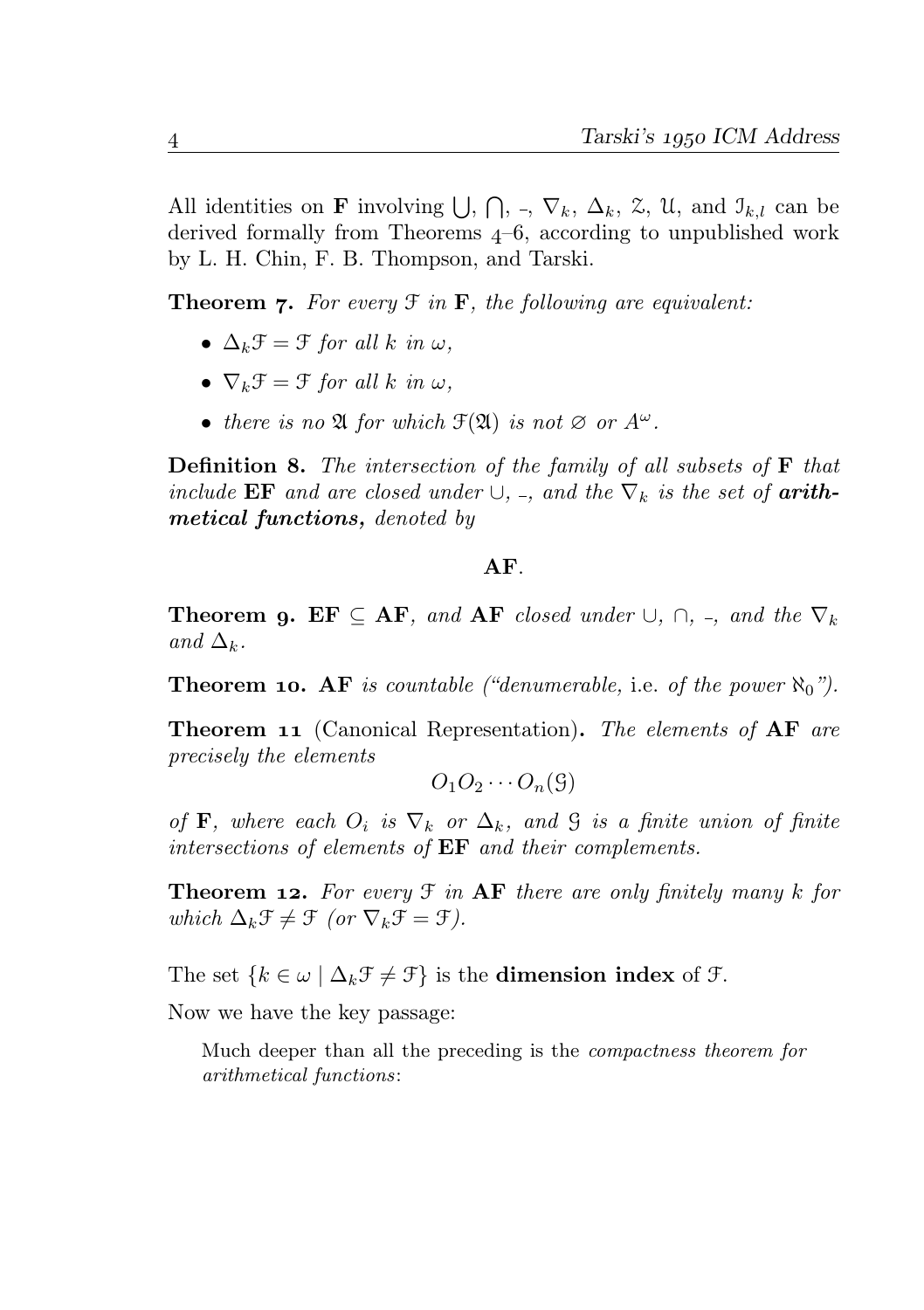All identities on $\mathbf{F}$ involving $\bigcup$, $\bigcap$, $\bar{\ }$, $\nabla_k$, $\Delta_k$, $\mathcal{Z}$, $\mathcal{U}$, and $\mathcal{I}_{k,l}$ can be derived formally from Theorems 4–6, according to unpublished work by L. H. Chin, F. B. Thompson, and Tarski.

**Theorem 7.** *For every $\mathcal{F}$ in $\mathbf{F}$, the following are equivalent:*

- *$\Delta_k \mathcal{F} = \mathcal{F}$ for all $k$ in $\omega$,*
- *$\nabla_k \mathcal{F} = \mathcal{F}$ for all $k$ in $\omega$,*
- *there is no $\mathfrak{A}$ for which $\mathcal{F}(\mathfrak{A})$ is not $\varnothing$ or $A^\omega$.*

**Definition 8.** *The intersection of the family of all subsets of $\mathbf{F}$ that include $\mathbf{EF}$ and are closed under $\cup$, $\bar{\ }$, and the $\nabla_k$ is the set of **arithmetical functions,** denoted by*

$$\mathbf{AF}.$$

**Theorem 9.** *$\mathbf{EF} \subseteq \mathbf{AF}$, and $\mathbf{AF}$ closed under $\cup$, $\cap$, $\bar{\ }$, and the $\nabla_k$ and $\Delta_k$.*

**Theorem 10.** *$\mathbf{AF}$ is countable ("denumerable,* i.e. *of the power $\aleph_0$").*

**Theorem 11** (Canonical Representation)**.** *The elements of $\mathbf{AF}$ are precisely the elements*

$$O_1 O_2 \cdots O_n(\mathcal{G})$$

*of $\mathbf{F}$, where each $O_i$ is $\nabla_k$ or $\Delta_k$, and $\mathcal{G}$ is a finite union of finite intersections of elements of $\mathbf{EF}$ and their complements.*

**Theorem 12.** *For every $\mathcal{F}$ in $\mathbf{AF}$ there are only finitely many $k$ for which $\Delta_k \mathcal{F} \neq \mathcal{F}$ (or $\nabla_k \mathcal{F} = \mathcal{F}$).*

The set $\{k \in \omega \mid \Delta_k \mathcal{F} \neq \mathcal{F}\}$ is the **dimension index** of $\mathcal{F}$.

Now we have the key passage:

> Much deeper than all the preceding is the *compactness theorem for arithmetical functions*: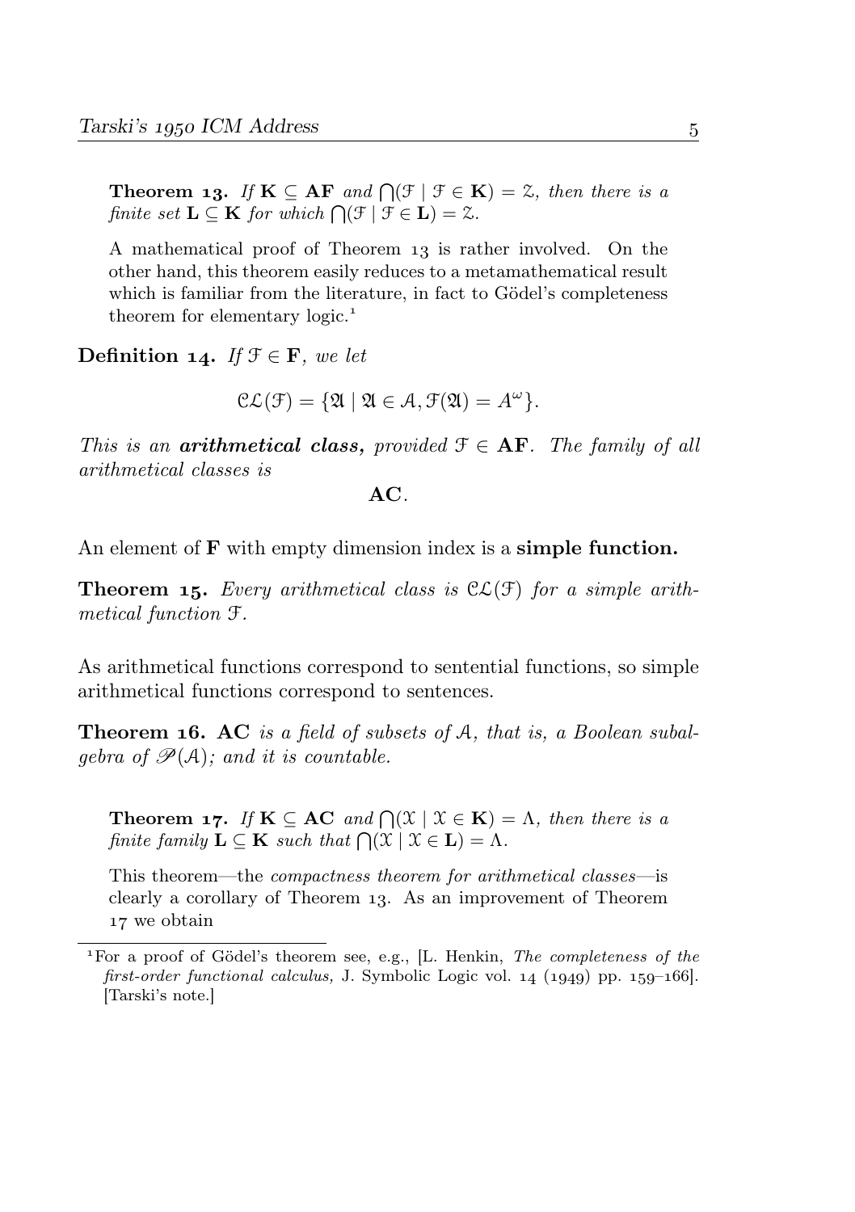**Theorem 13.** *If $\mathbf{K} \subseteq \mathbf{AF}$ and $\bigcap(\mathcal{F} \mid \mathcal{F} \in \mathbf{K}) = \mathcal{Z}$, then there is a finite set $\mathbf{L} \subseteq \mathbf{K}$ for which $\bigcap(\mathcal{F} \mid \mathcal{F} \in \mathbf{L}) = \mathcal{Z}$.*

A mathematical proof of Theorem 13 is rather involved. On the other hand, this theorem easily reduces to a metamathematical result which is familiar from the literature, in fact to Gödel's completeness theorem for elementary logic.[1]

**Definition 14.** *If $\mathcal{F} \in \mathbf{F}$, we let*

$$\mathcal{CL}(\mathcal{F}) = \{\mathfrak{A} \mid \mathfrak{A} \in \mathcal{A}, \mathcal{F}(\mathfrak{A}) = A^{\omega}\}.$$

*This is an **arithmetical class,** provided $\mathcal{F} \in \mathbf{AF}$. The family of all arithmetical classes is*

$$\mathbf{AC}.$$

An element of $\mathbf{F}$ with empty dimension index is a **simple function.**

**Theorem 15.** *Every arithmetical class is $\mathcal{CL}(\mathcal{F})$ for a simple arithmetical function $\mathcal{F}$.*

As arithmetical functions correspond to sentential functions, so simple arithmetical functions correspond to sentences.

**Theorem 16. AC** *is a field of subsets of $\mathcal{A}$, that is, a Boolean subalgebra of $\mathscr{P}(\mathcal{A})$; and it is countable.*

**Theorem 17.** *If $\mathbf{K} \subseteq \mathbf{AC}$ and $\bigcap(\mathcal{X} \mid \mathcal{X} \in \mathbf{K}) = \Lambda$, then there is a finite family $\mathbf{L} \subseteq \mathbf{K}$ such that $\bigcap(\mathcal{X} \mid \mathcal{X} \in \mathbf{L}) = \Lambda$.*

This theorem—the *compactness theorem for arithmetical classes*—is clearly a corollary of Theorem 13. As an improvement of Theorem 17 we obtain

[1] For a proof of Gödel's theorem see, e.g., [L. Henkin, *The completeness of the first-order functional calculus,* J. Symbolic Logic vol. 14 (1949) pp. 159–166]. [Tarski's note.]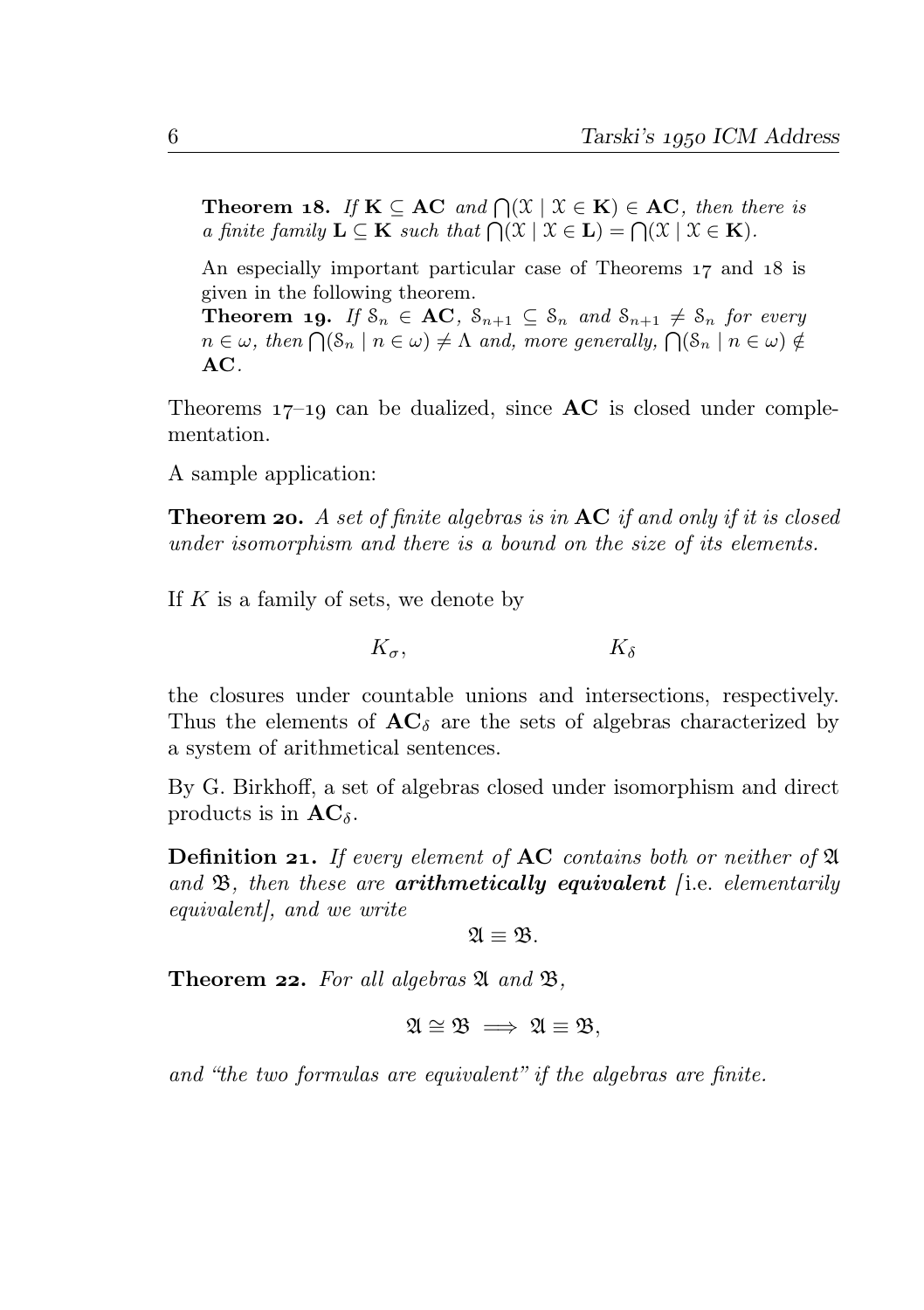> **Theorem 18.** *If $\mathbf{K} \subseteq \mathbf{AC}$ and $\bigcap(\mathcal{X} \mid \mathcal{X} \in \mathbf{K}) \in \mathbf{AC}$, then there is a finite family $\mathbf{L} \subseteq \mathbf{K}$ such that $\bigcap(\mathcal{X} \mid \mathcal{X} \in \mathbf{L}) = \bigcap(\mathcal{X} \mid \mathcal{X} \in \mathbf{K})$.*
>
> An especially important particular case of Theorems 17 and 18 is given in the following theorem.
>
> **Theorem 19.** *If $\mathcal{S}_n \in \mathbf{AC}$, $\mathcal{S}_{n+1} \subseteq \mathcal{S}_n$ and $\mathcal{S}_{n+1} \neq \mathcal{S}_n$ for every $n \in \omega$, then $\bigcap(\mathcal{S}_n \mid n \in \omega) \neq \Lambda$ and, more generally, $\bigcap(\mathcal{S}_n \mid n \in \omega) \notin \mathbf{AC}$.*

Theorems 17–19 can be dualized, since $\mathbf{AC}$ is closed under complementation.

A sample application:

**Theorem 20.** *A set of finite algebras is in $\mathbf{AC}$ if and only if it is closed under isomorphism and there is a bound on the size of its elements.*

If $K$ is a family of sets, we denote by

$$K_\sigma, \qquad\qquad K_\delta$$

the closures under countable unions and intersections, respectively. Thus the elements of $\mathbf{AC}_\delta$ are the sets of algebras characterized by a system of arithmetical sentences.

By G. Birkhoff, a set of algebras closed under isomorphism and direct products is in $\mathbf{AC}_\delta$.

**Definition 21.** *If every element of $\mathbf{AC}$ contains both or neither of $\mathfrak{A}$ and $\mathfrak{B}$, then these are **arithmetically equivalent** [*i.e. *elementarily equivalent], and we write*

$$\mathfrak{A} \equiv \mathfrak{B}.$$

**Theorem 22.** *For all algebras $\mathfrak{A}$ and $\mathfrak{B}$,*

$$\mathfrak{A} \cong \mathfrak{B} \implies \mathfrak{A} \equiv \mathfrak{B},$$

*and "the two formulas are equivalent" if the algebras are finite.*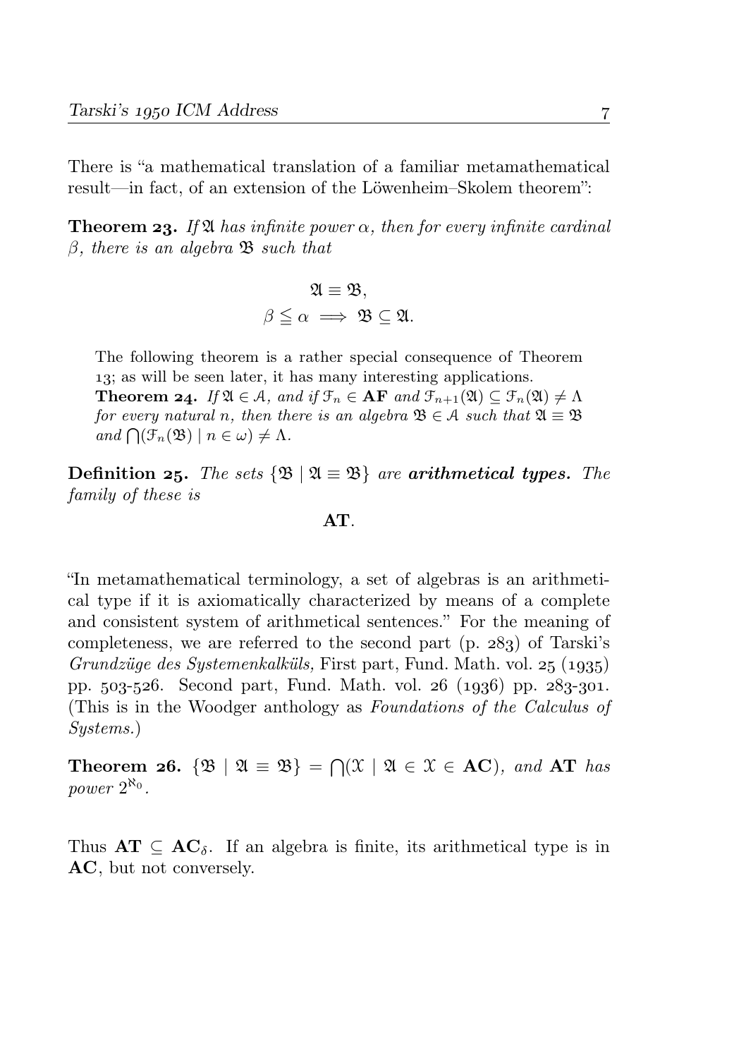There is "a mathematical translation of a familiar metamathematical result—in fact, of an extension of the Löwenheim–Skolem theorem":

**Theorem 23.** *If $\mathfrak{A}$ has infinite power $\alpha$, then for every infinite cardinal $\beta$, there is an algebra $\mathfrak{B}$ such that*

$$\mathfrak{A} \equiv \mathfrak{B},$$
$$\beta \leqq \alpha \implies \mathfrak{B} \subseteq \mathfrak{A}.$$

> The following theorem is a rather special consequence of Theorem 13; as will be seen later, it has many interesting applications.
> **Theorem 24.** *If $\mathfrak{A} \in \mathcal{A}$, and if $\mathcal{F}_n \in \mathbf{AF}$ and $\mathcal{F}_{n+1}(\mathfrak{A}) \subseteq \mathcal{F}_n(\mathfrak{A}) \neq \Lambda$ for every natural $n$, then there is an algebra $\mathfrak{B} \in \mathcal{A}$ such that $\mathfrak{A} \equiv \mathfrak{B}$ and $\bigcap(\mathcal{F}_n(\mathfrak{B}) \mid n \in \omega) \neq \Lambda$.*

**Definition 25.** *The sets $\{\mathfrak{B} \mid \mathfrak{A} \equiv \mathfrak{B}\}$ are* ***arithmetical types.*** *The family of these is*

$$\mathbf{AT}.$$

"In metamathematical terminology, a set of algebras is an arithmetical type if it is axiomatically characterized by means of a complete and consistent system of arithmetical sentences." For the meaning of completeness, we are referred to the second part (p. 283) of Tarski's *Grundzüge des Systemenkalküls,* First part, Fund. Math. vol. 25 (1935) pp. 503-526. Second part, Fund. Math. vol. 26 (1936) pp. 283-301. (This is in the Woodger anthology as *Foundations of the Calculus of Systems.*)

**Theorem 26.** $\{\mathfrak{B} \mid \mathfrak{A} \equiv \mathfrak{B}\} = \bigcap(\mathcal{X} \mid \mathfrak{A} \in \mathcal{X} \in \mathbf{AC})$*, and* $\mathbf{AT}$ *has power* $2^{\aleph_0}$.

Thus $\mathbf{AT} \subseteq \mathbf{AC}_\delta$. If an algebra is finite, its arithmetical type is in $\mathbf{AC}$, but not conversely.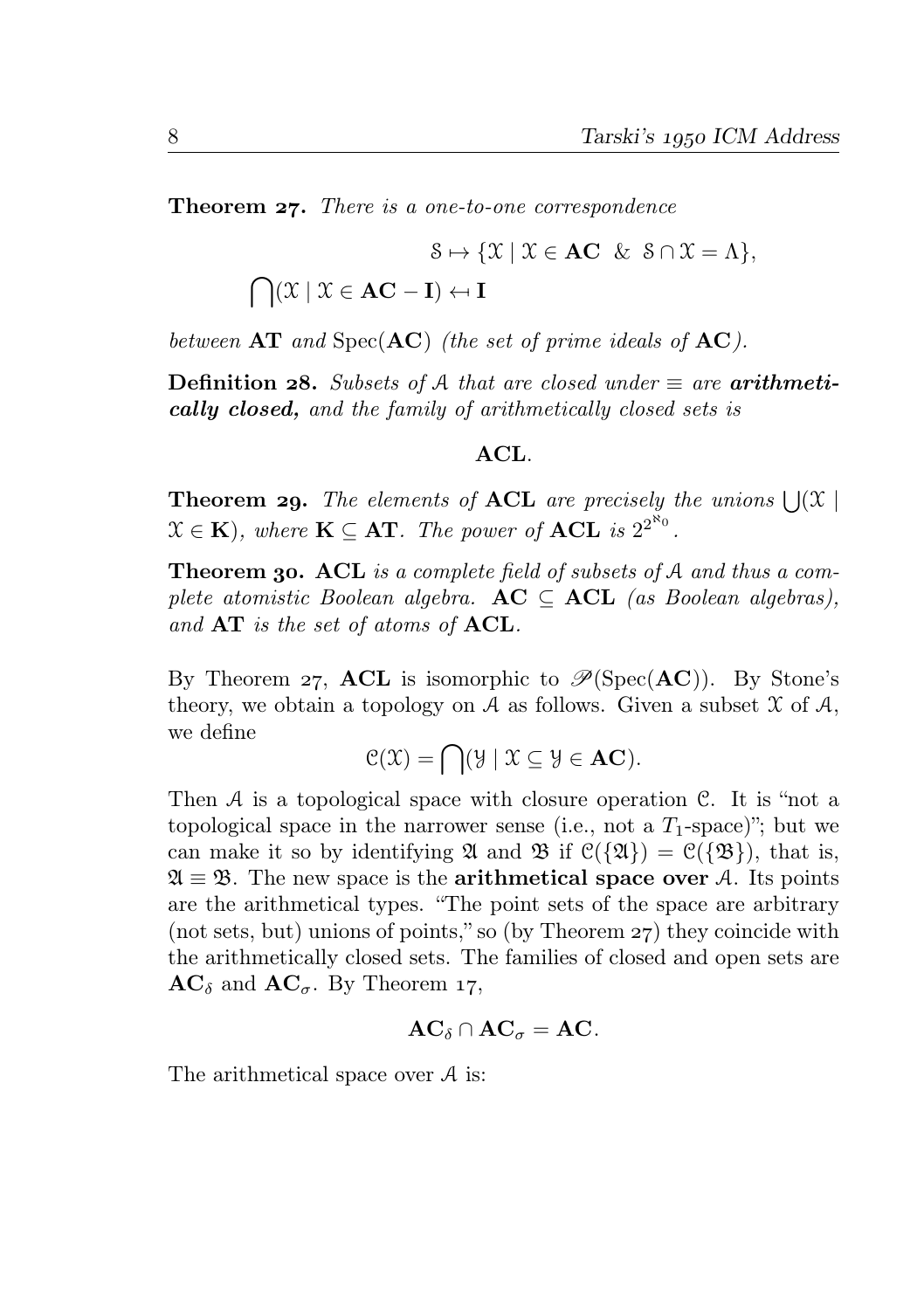**Theorem 27.** *There is a one-to-one correspondence*

$$\mathcal{S} \mapsto \{\mathcal{X} \mid \mathcal{X} \in \mathbf{AC} \;\;\&\;\; \mathcal{S} \cap \mathcal{X} = \Lambda\},$$

$$\bigcap(\mathcal{X} \mid \mathcal{X} \in \mathbf{AC} - \mathbf{I}) \mapsfrom \mathbf{I}$$

*between* $\mathbf{AT}$ *and* $\mathrm{Spec}(\mathbf{AC})$ *(the set of prime ideals of* $\mathbf{AC}$*).*

**Definition 28.** *Subsets of* $\mathcal{A}$ *that are closed under* $\equiv$ *are* ***arithmetically closed,*** *and the family of arithmetically closed sets is*

$$\mathbf{ACL}.$$

**Theorem 29.** *The elements of* $\mathbf{ACL}$ *are precisely the unions* $\bigcup(\mathcal{X} \mid \mathcal{X} \in \mathbf{K})$*, where* $\mathbf{K} \subseteq \mathbf{AT}$*. The power of* $\mathbf{ACL}$ *is* $2^{2^{\aleph_0}}$*.*

**Theorem 30.** $\mathbf{ACL}$ *is a complete field of subsets of* $\mathcal{A}$ *and thus a complete atomistic Boolean algebra.* $\mathbf{AC} \subseteq \mathbf{ACL}$ *(as Boolean algebras), and* $\mathbf{AT}$ *is the set of atoms of* $\mathbf{ACL}$*.*

By Theorem 27, $\mathbf{ACL}$ is isomorphic to $\mathscr{P}(\mathrm{Spec}(\mathbf{AC}))$. By Stone's theory, we obtain a topology on $\mathcal{A}$ as follows. Given a subset $\mathcal{X}$ of $\mathcal{A}$, we define

$$\mathcal{C}(\mathcal{X}) = \bigcap(\mathcal{Y} \mid \mathcal{X} \subseteq \mathcal{Y} \in \mathbf{AC}).$$

Then $\mathcal{A}$ is a topological space with closure operation $\mathcal{C}$. It is "not a topological space in the narrower sense (i.e., not a $T_1$-space)"; but we can make it so by identifying $\mathfrak{A}$ and $\mathfrak{B}$ if $\mathcal{C}(\{\mathfrak{A}\}) = \mathcal{C}(\{\mathfrak{B}\})$, that is, $\mathfrak{A} \equiv \mathfrak{B}$. The new space is the **arithmetical space over** $\mathcal{A}$. Its points are the arithmetical types. "The point sets of the space are arbitrary (not sets, but) unions of points," so (by Theorem 27) they coincide with the arithmetically closed sets. The families of closed and open sets are $\mathbf{AC}_\delta$ and $\mathbf{AC}_\sigma$. By Theorem 17,

$$\mathbf{AC}_\delta \cap \mathbf{AC}_\sigma = \mathbf{AC}.$$

The arithmetical space over $\mathcal{A}$ is: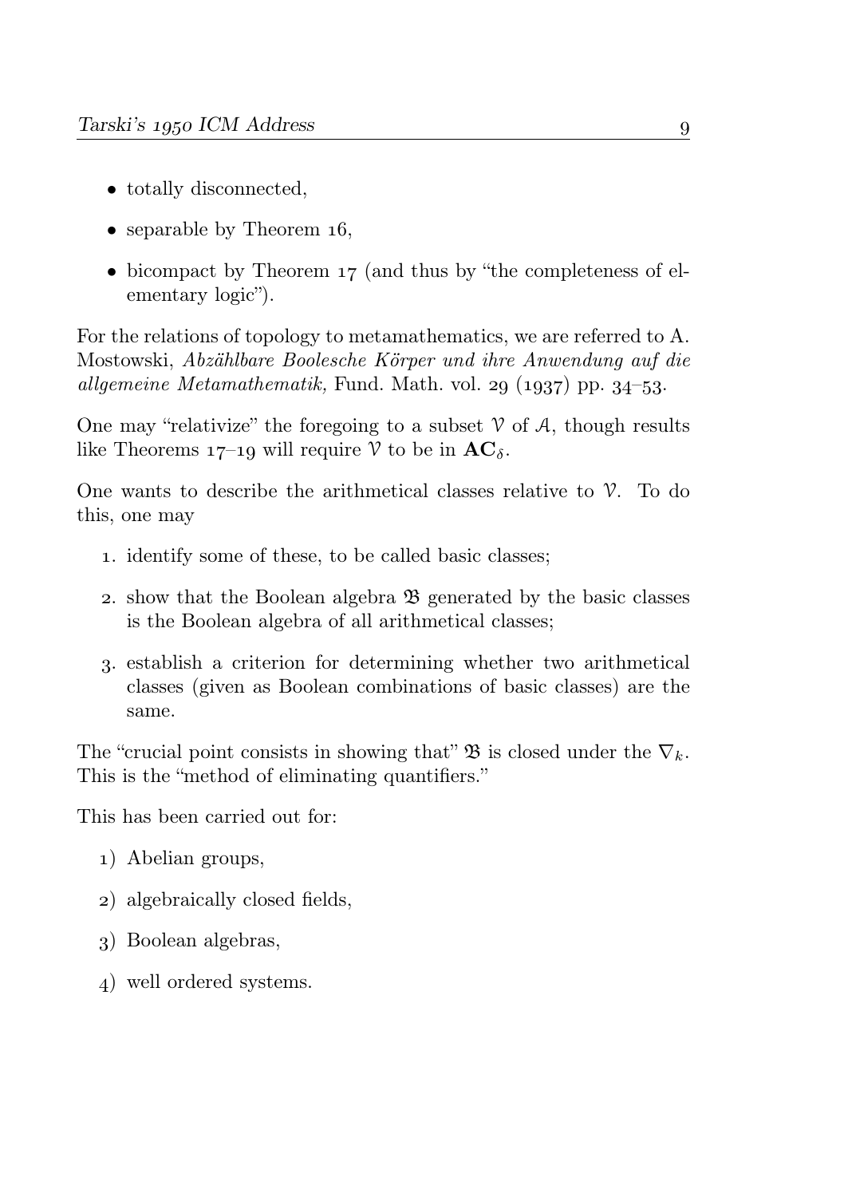- totally disconnected,
- separable by Theorem 16,
- bicompact by Theorem 17 (and thus by "the completeness of elementary logic").

For the relations of topology to metamathematics, we are referred to A. Mostowski, *Abzählbare Boolesche Körper und ihre Anwendung auf die allgemeine Metamathematik,* Fund. Math. vol. 29 (1937) pp. 34–53.

One may "relativize" the foregoing to a subset $\mathcal{V}$ of $\mathcal{A}$, though results like Theorems 17–19 will require $\mathcal{V}$ to be in $\mathbf{AC}_{\delta}$.

One wants to describe the arithmetical classes relative to $\mathcal{V}$. To do this, one may

1. identify some of these, to be called basic classes;
2. show that the Boolean algebra $\mathfrak{B}$ generated by the basic classes is the Boolean algebra of all arithmetical classes;
3. establish a criterion for determining whether two arithmetical classes (given as Boolean combinations of basic classes) are the same.

The "crucial point consists in showing that" $\mathfrak{B}$ is closed under the $\nabla_k$. This is the "method of eliminating quantifiers."

This has been carried out for:

1) Abelian groups,

2) algebraically closed fields,

3) Boolean algebras,

4) well ordered systems.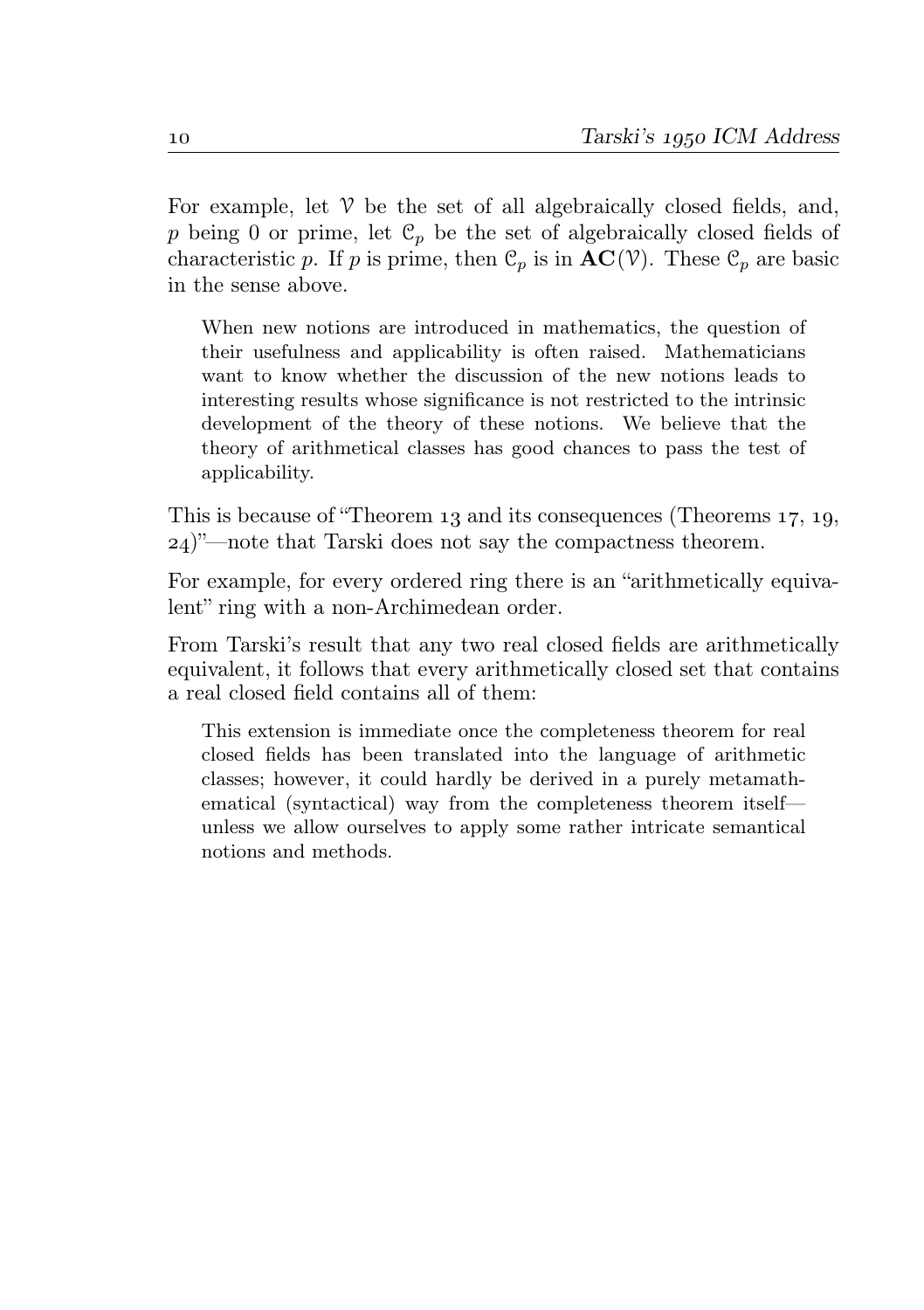For example, let $\mathcal{V}$ be the set of all algebraically closed fields, and, $p$ being 0 or prime, let $\mathcal{C}_p$ be the set of algebraically closed fields of characteristic $p$. If $p$ is prime, then $\mathcal{C}_p$ is in $\mathbf{AC}(\mathcal{V})$. These $\mathcal{C}_p$ are basic in the sense above.

> When new notions are introduced in mathematics, the question of their usefulness and applicability is often raised. Mathematicians want to know whether the discussion of the new notions leads to interesting results whose significance is not restricted to the intrinsic development of the theory of these notions. We believe that the theory of arithmetical classes has good chances to pass the test of applicability.

This is because of "Theorem 13 and its consequences (Theorems 17, 19, 24)"—note that Tarski does not say the compactness theorem.

For example, for every ordered ring there is an "arithmetically equivalent" ring with a non-Archimedean order.

From Tarski's result that any two real closed fields are arithmetically equivalent, it follows that every arithmetically closed set that contains a real closed field contains all of them:

> This extension is immediate once the completeness theorem for real closed fields has been translated into the language of arithmetic classes; however, it could hardly be derived in a purely metamathematical (syntactical) way from the completeness theorem itself—unless we allow ourselves to apply some rather intricate semantical notions and methods.